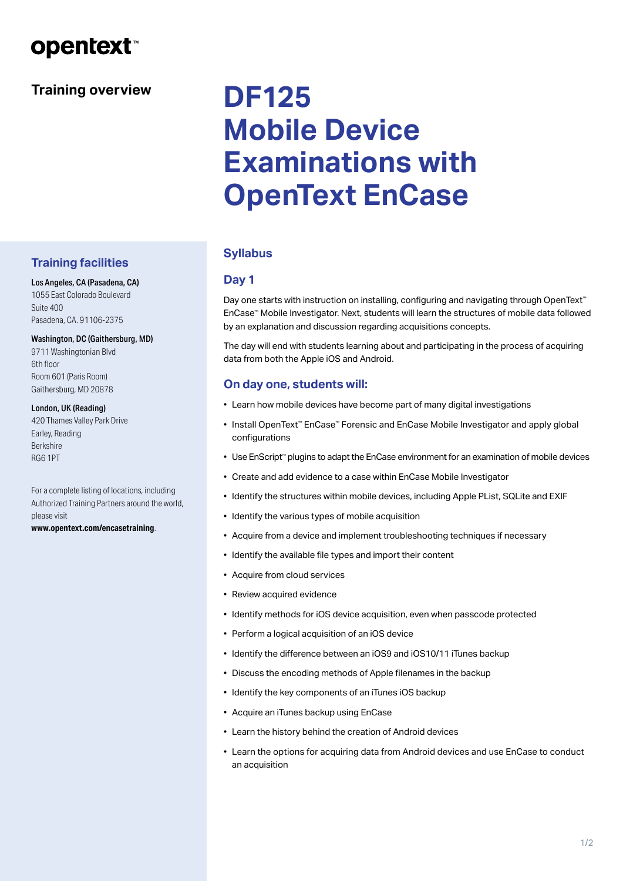opentext™

## Training overview

# DF125 Mobile Device Examinations with OpenText EnCase

## Syllabus

### Day 1

Day one starts with instruction on installing, configuring and navigating through OpenText™ EnCase™ Mobile Investigator. Next, students will learn the structures of mobile data followed by an explanation and discussion regarding acquisitions concepts.

The day will end with students learning about and participating in the process of acquiring data from both the Apple iOS and Android.

### On day one, students will:

- Learn how mobile devices have become part of many digital investigations
- Install OpenText™ EnCase™ Forensic and EnCase Mobile Investigator and apply global configurations
- Use EnScript™ plugins to adapt the EnCase environment for an examination of mobile devices
- Create and add evidence to a case within EnCase Mobile Investigator
- Identify the structures within mobile devices, including Apple PList, SQLite and EXIF
- Identify the various types of mobile acquisition
- Acquire from a device and implement troubleshooting techniques if necessary
- Identify the available file types and import their content
- Acquire from cloud services
- Review acquired evidence
- Identify methods for iOS device acquisition, even when passcode protected
- Perform a logical acquisition of an iOS device
- Identify the difference between an iOS9 and iOS10/11 iTunes backup
- Discuss the encoding methods of Apple filenames in the backup
- Identify the key components of an iTunes iOS backup
- Acquire an iTunes backup using EnCase
- Learn the history behind the creation of Android devices
- Learn the options for acquiring data from Android devices and use EnCase to conduct an acquisition

## Training facilities

**Los Angeles, CA (Pasadena, CA)**
1055 East Colorado Boulevard
Suite 400
Pasadena, CA. 91106-2375

**Washington, DC (Gaithersburg, MD)**
9711 Washingtonian Blvd
6th floor
Room 601 (Paris Room)
Gaithersburg, MD 20878

**London, UK (Reading)**
420 Thames Valley Park Drive
Earley, Reading
Berkshire
RG6 1PT

For a complete listing of locations, including Authorized Training Partners around the world, please visit **www.opentext.com/encasetraining**.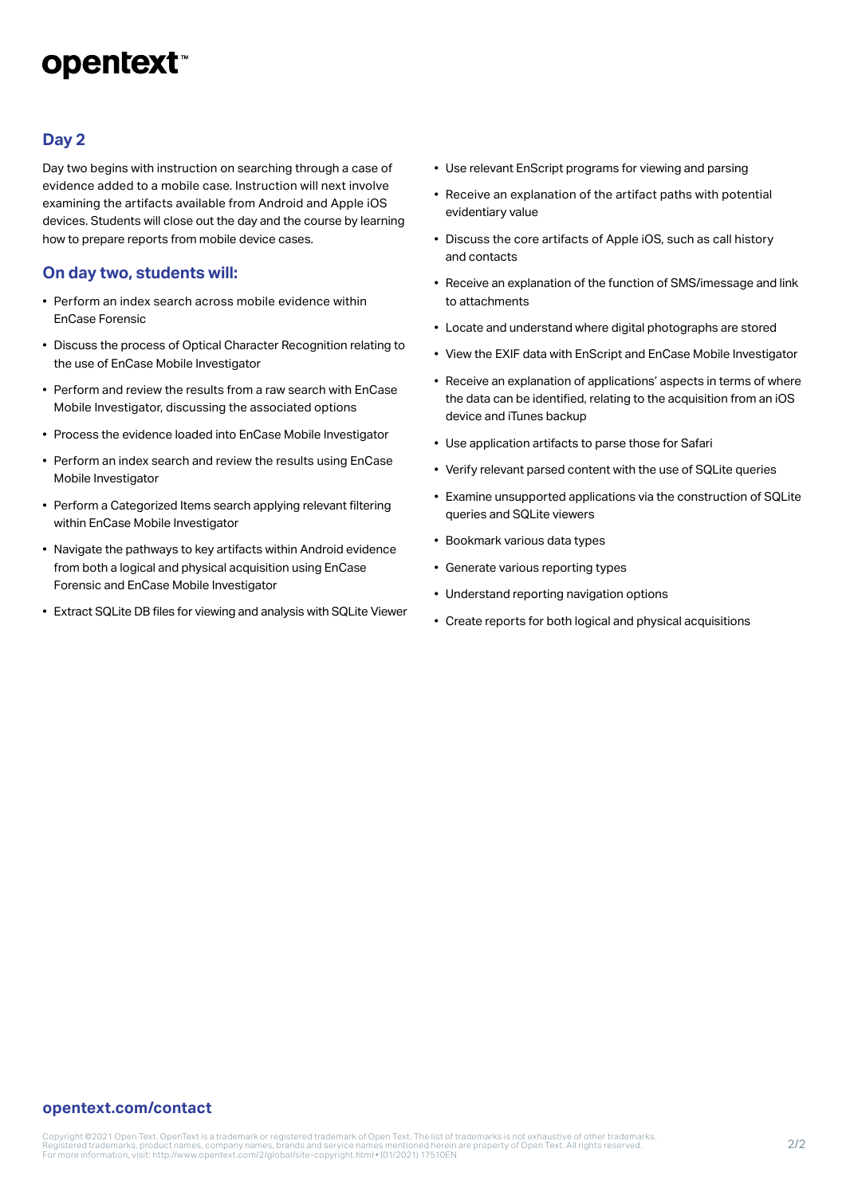## Day 2

Day two begins with instruction on searching through a case of evidence added to a mobile case. Instruction will next involve examining the artifacts available from Android and Apple iOS devices. Students will close out the day and the course by learning how to prepare reports from mobile device cases.

### On day two, students will:

- Perform an index search across mobile evidence within EnCase Forensic
- Discuss the process of Optical Character Recognition relating to the use of EnCase Mobile Investigator
- Perform and review the results from a raw search with EnCase Mobile Investigator, discussing the associated options
- Process the evidence loaded into EnCase Mobile Investigator
- Perform an index search and review the results using EnCase Mobile Investigator
- Perform a Categorized Items search applying relevant filtering within EnCase Mobile Investigator
- Navigate the pathways to key artifacts within Android evidence from both a logical and physical acquisition using EnCase Forensic and EnCase Mobile Investigator
- Extract SQLite DB files for viewing and analysis with SQLite Viewer
- Use relevant EnScript programs for viewing and parsing
- Receive an explanation of the artifact paths with potential evidentiary value
- Discuss the core artifacts of Apple iOS, such as call history and contacts
- Receive an explanation of the function of SMS/imessage and link to attachments
- Locate and understand where digital photographs are stored
- View the EXIF data with EnScript and EnCase Mobile Investigator
- Receive an explanation of applications' aspects in terms of where the data can be identified, relating to the acquisition from an iOS device and iTunes backup
- Use application artifacts to parse those for Safari
- Verify relevant parsed content with the use of SQLite queries
- Examine unsupported applications via the construction of SQLite queries and SQLite viewers
- Bookmark various data types
- Generate various reporting types
- Understand reporting navigation options
- Create reports for both logical and physical acquisitions

**opentext.com/contact**

Copyright ©2021 Open Text. OpenText is a trademark or registered trademark of Open Text. The list of trademarks is not exhaustive of other trademarks. Registered trademarks, product names, company names, brands and service names mentioned herein are property of Open Text. All rights reserved. For more information, visit: http://www.opentext.com/2/global/site-copyright.html • (01/2021) 17510EN